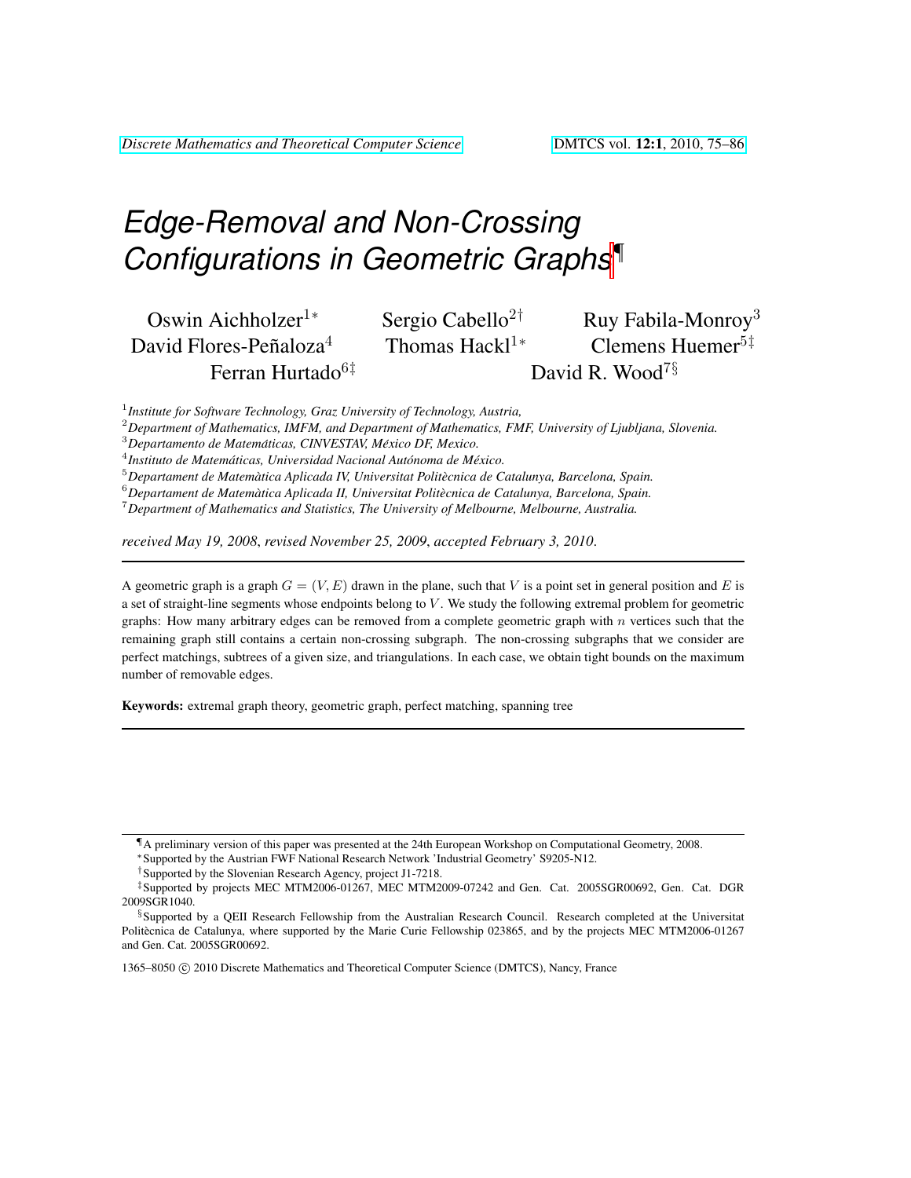# Edge-Removal and Non-Crossing Configurations in Geometric Graphs[¶]

Oswin Aichholzer[1*] Sergio Cabello[2†] Ruy Fabila-Monroy[3] David Flores-Peñaloza[4] Thomas Hackl[1*] Clemens Huemer[5‡] Ferran Hurtado[6‡] David R. Wood[7§]

[1] *Institute for Software Technology, Graz University of Technology, Austria,*
[2] *Department of Mathematics, IMFM, and Department of Mathematics, FMF, University of Ljubljana, Slovenia.*
[3] *Departamento de Matemáticas, CINVESTAV, México DF, Mexico.*
[4] *Instituto de Matemáticas, Universidad Nacional Autónoma de México.*
[5] *Departament de Matemàtica Aplicada IV, Universitat Politècnica de Catalunya, Barcelona, Spain.*
[6] *Departament de Matemàtica Aplicada II, Universitat Politècnica de Catalunya, Barcelona, Spain.*
[7] *Department of Mathematics and Statistics, The University of Melbourne, Melbourne, Australia.*

*received May 19, 2008*, *revised November 25, 2009*, *accepted February 3, 2010*.

---

A geometric graph is a graph $G = (V, E)$ drawn in the plane, such that $V$ is a point set in general position and $E$ is a set of straight-line segments whose endpoints belong to $V$. We study the following extremal problem for geometric graphs: How many arbitrary edges can be removed from a complete geometric graph with $n$ vertices such that the remaining graph still contains a certain non-crossing subgraph. The non-crossing subgraphs that we consider are perfect matchings, subtrees of a given size, and triangulations. In each case, we obtain tight bounds on the maximum number of removable edges.

**Keywords:** extremal graph theory, geometric graph, perfect matching, spanning tree

---

[¶] A preliminary version of this paper was presented at the 24th European Workshop on Computational Geometry, 2008.

[*] Supported by the Austrian FWF National Research Network 'Industrial Geometry' S9205-N12.

[†] Supported by the Slovenian Research Agency, project J1-7218.

[‡] Supported by projects MEC MTM2006-01267, MEC MTM2009-07242 and Gen. Cat. 2005SGR00692, Gen. Cat. DGR 2009SGR1040.

[§] Supported by a QEII Research Fellowship from the Australian Research Council. Research completed at the Universitat Politècnica de Catalunya, where supported by the Marie Curie Fellowship 023865, and by the projects MEC MTM2006-01267 and Gen. Cat. 2005SGR00692.

1365–8050 © 2010 Discrete Mathematics and Theoretical Computer Science (DMTCS), Nancy, France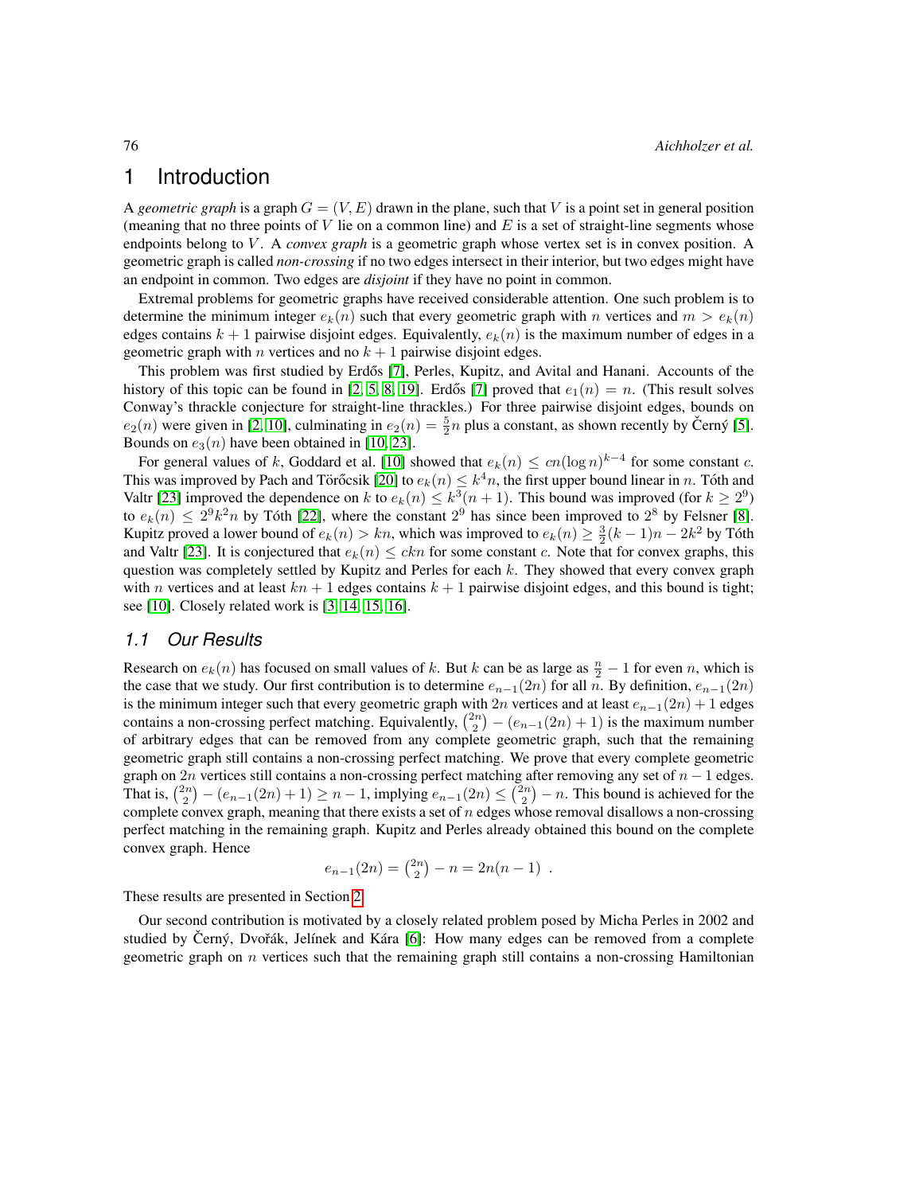# 1 Introduction

A *geometric graph* is a graph $G = (V, E)$ drawn in the plane, such that $V$ is a point set in general position (meaning that no three points of $V$ lie on a common line) and $E$ is a set of straight-line segments whose endpoints belong to $V$. A *convex graph* is a geometric graph whose vertex set is in convex position. A geometric graph is called *non-crossing* if no two edges intersect in their interior, but two edges might have an endpoint in common. Two edges are *disjoint* if they have no point in common.

Extremal problems for geometric graphs have received considerable attention. One such problem is to determine the minimum integer $e_k(n)$ such that every geometric graph with $n$ vertices and $m > e_k(n)$ edges contains $k + 1$ pairwise disjoint edges. Equivalently, $e_k(n)$ is the maximum number of edges in a geometric graph with $n$ vertices and no $k + 1$ pairwise disjoint edges.

This problem was first studied by Erdős [7], Perles, Kupitz, and Avital and Hanani. Accounts of the history of this topic can be found in [2, 5, 8, 19]. Erdős [7] proved that $e_1(n) = n$. (This result solves Conway's thrackle conjecture for straight-line thrackles.) For three pairwise disjoint edges, bounds on $e_2(n)$ were given in [2, 10], culminating in $e_2(n) = \frac{5}{2}n$ plus a constant, as shown recently by Černý [5]. Bounds on $e_3(n)$ have been obtained in [10, 23].

For general values of $k$, Goddard et al. [10] showed that $e_k(n) \leq cn(\log n)^{k-4}$ for some constant $c$. This was improved by Pach and Törőcsik [20] to $e_k(n) \leq k^4 n$, the first upper bound linear in $n$. Tóth and Valtr [23] improved the dependence on $k$ to $e_k(n) \leq k^3(n + 1)$. This bound was improved (for $k \geq 2^9$) to $e_k(n) \leq 2^9 k^2 n$ by Tóth [22], where the constant $2^9$ has since been improved to $2^8$ by Felsner [8]. Kupitz proved a lower bound of $e_k(n) > kn$, which was improved to $e_k(n) \geq \frac{3}{2}(k - 1)n - 2k^2$ by Tóth and Valtr [23]. It is conjectured that $e_k(n) \leq ckn$ for some constant $c$. Note that for convex graphs, this question was completely settled by Kupitz and Perles for each $k$. They showed that every convex graph with $n$ vertices and at least $kn + 1$ edges contains $k + 1$ pairwise disjoint edges, and this bound is tight; see [10]. Closely related work is [3, 14, 15, 16].

## 1.1 Our Results

Research on $e_k(n)$ has focused on small values of $k$. But $k$ can be as large as $\frac{n}{2} - 1$ for even $n$, which is the case that we study. Our first contribution is to determine $e_{n-1}(2n)$ for all $n$. By definition, $e_{n-1}(2n)$ is the minimum integer such that every geometric graph with $2n$ vertices and at least $e_{n-1}(2n) + 1$ edges contains a non-crossing perfect matching. Equivalently, $\binom{2n}{2} - (e_{n-1}(2n) + 1)$ is the maximum number of arbitrary edges that can be removed from any complete geometric graph, such that the remaining geometric graph still contains a non-crossing perfect matching. We prove that every complete geometric graph on $2n$ vertices still contains a non-crossing perfect matching after removing any set of $n - 1$ edges. That is, $\binom{2n}{2} - (e_{n-1}(2n) + 1) \geq n - 1$, implying $e_{n-1}(2n) \leq \binom{2n}{2} - n$. This bound is achieved for the complete convex graph, meaning that there exists a set of $n$ edges whose removal disallows a non-crossing perfect matching in the remaining graph. Kupitz and Perles already obtained this bound on the complete convex graph. Hence

$$e_{n-1}(2n) = \binom{2n}{2} - n = 2n(n - 1) \ .$$

These results are presented in Section 2.

Our second contribution is motivated by a closely related problem posed by Micha Perles in 2002 and studied by Černý, Dvořák, Jelínek and Kára [6]: How many edges can be removed from a complete geometric graph on $n$ vertices such that the remaining graph still contains a non-crossing Hamiltonian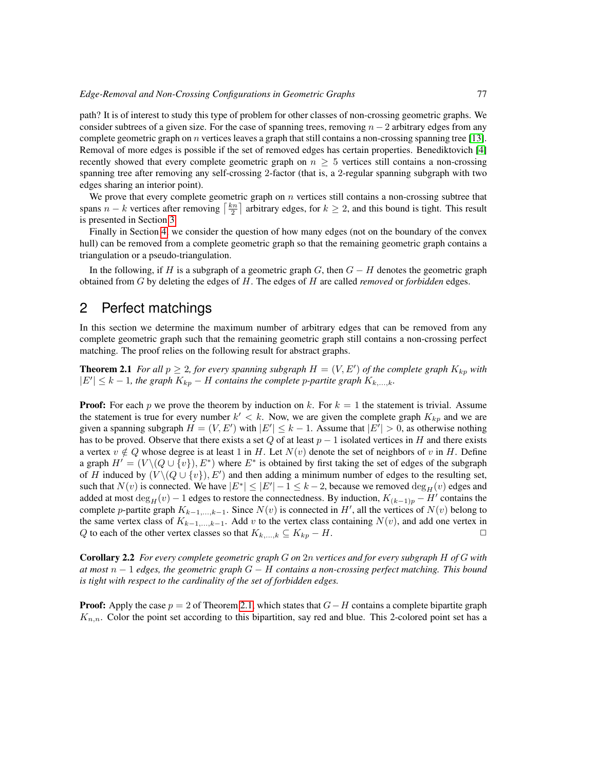path? It is of interest to study this type of problem for other classes of non-crossing geometric graphs. We consider subtrees of a given size. For the case of spanning trees, removing $n-2$ arbitrary edges from any complete geometric graph on $n$ vertices leaves a graph that still contains a non-crossing spanning tree [13]. Removal of more edges is possible if the set of removed edges has certain properties. Benediktovich [4] recently showed that every complete geometric graph on $n \geq 5$ vertices still contains a non-crossing spanning tree after removing any self-crossing 2-factor (that is, a 2-regular spanning subgraph with two edges sharing an interior point).

We prove that every complete geometric graph on $n$ vertices still contains a non-crossing subtree that spans $n-k$ vertices after removing $\left\lceil \frac{kn}{2} \right\rceil$ arbitrary edges, for $k \geq 2$, and this bound is tight. This result is presented in Section 3.

Finally in Section 4, we consider the question of how many edges (not on the boundary of the convex hull) can be removed from a complete geometric graph so that the remaining geometric graph contains a triangulation or a pseudo-triangulation.

In the following, if $H$ is a subgraph of a geometric graph $G$, then $G - H$ denotes the geometric graph obtained from $G$ by deleting the edges of $H$. The edges of $H$ are called *removed* or *forbidden* edges.

## 2 Perfect matchings

In this section we determine the maximum number of arbitrary edges that can be removed from any complete geometric graph such that the remaining geometric graph still contains a non-crossing perfect matching. The proof relies on the following result for abstract graphs.

**Theorem 2.1** *For all $p \geq 2$, for every spanning subgraph $H = (V, E')$ of the complete graph $K_{kp}$ with $|E'| \leq k-1$, the graph $K_{kp} - H$ contains the complete $p$-partite graph $K_{k,\ldots,k}$.*

**Proof:** For each $p$ we prove the theorem by induction on $k$. For $k = 1$ the statement is trivial. Assume the statement is true for every number $k' < k$. Now, we are given the complete graph $K_{kp}$ and we are given a spanning subgraph $H = (V, E')$ with $|E'| \leq k-1$. Assume that $|E'| > 0$, as otherwise nothing has to be proved. Observe that there exists a set $Q$ of at least $p-1$ isolated vertices in $H$ and there exists a vertex $v \notin Q$ whose degree is at least 1 in $H$. Let $N(v)$ denote the set of neighbors of $v$ in $H$. Define a graph $H' = (V \backslash (Q \cup \{v\}), E^*)$ where $E^*$ is obtained by first taking the set of edges of the subgraph of $H$ induced by $(V \backslash (Q \cup \{v\}), E')$ and then adding a minimum number of edges to the resulting set, such that $N(v)$ is connected. We have $|E^*| \leq |E'| - 1 \leq k-2$, because we removed $\deg_H(v)$ edges and added at most $\deg_H(v) - 1$ edges to restore the connectedness. By induction, $K_{(k-1)p} - H'$ contains the complete $p$-partite graph $K_{k-1,\ldots,k-1}$. Since $N(v)$ is connected in $H'$, all the vertices of $N(v)$ belong to the same vertex class of $K_{k-1,\ldots,k-1}$. Add $v$ to the vertex class containing $N(v)$, and add one vertex in $Q$ to each of the other vertex classes so that $K_{k,\ldots,k} \subseteq K_{kp} - H$. $\square$

**Corollary 2.2** *For every complete geometric graph $G$ on $2n$ vertices and for every subgraph $H$ of $G$ with at most $n-1$ edges, the geometric graph $G - H$ contains a non-crossing perfect matching. This bound is tight with respect to the cardinality of the set of forbidden edges.*

**Proof:** Apply the case $p = 2$ of Theorem 2.1, which states that $G - H$ contains a complete bipartite graph $K_{n,n}$. Color the point set according to this bipartition, say red and blue. This 2-colored point set has a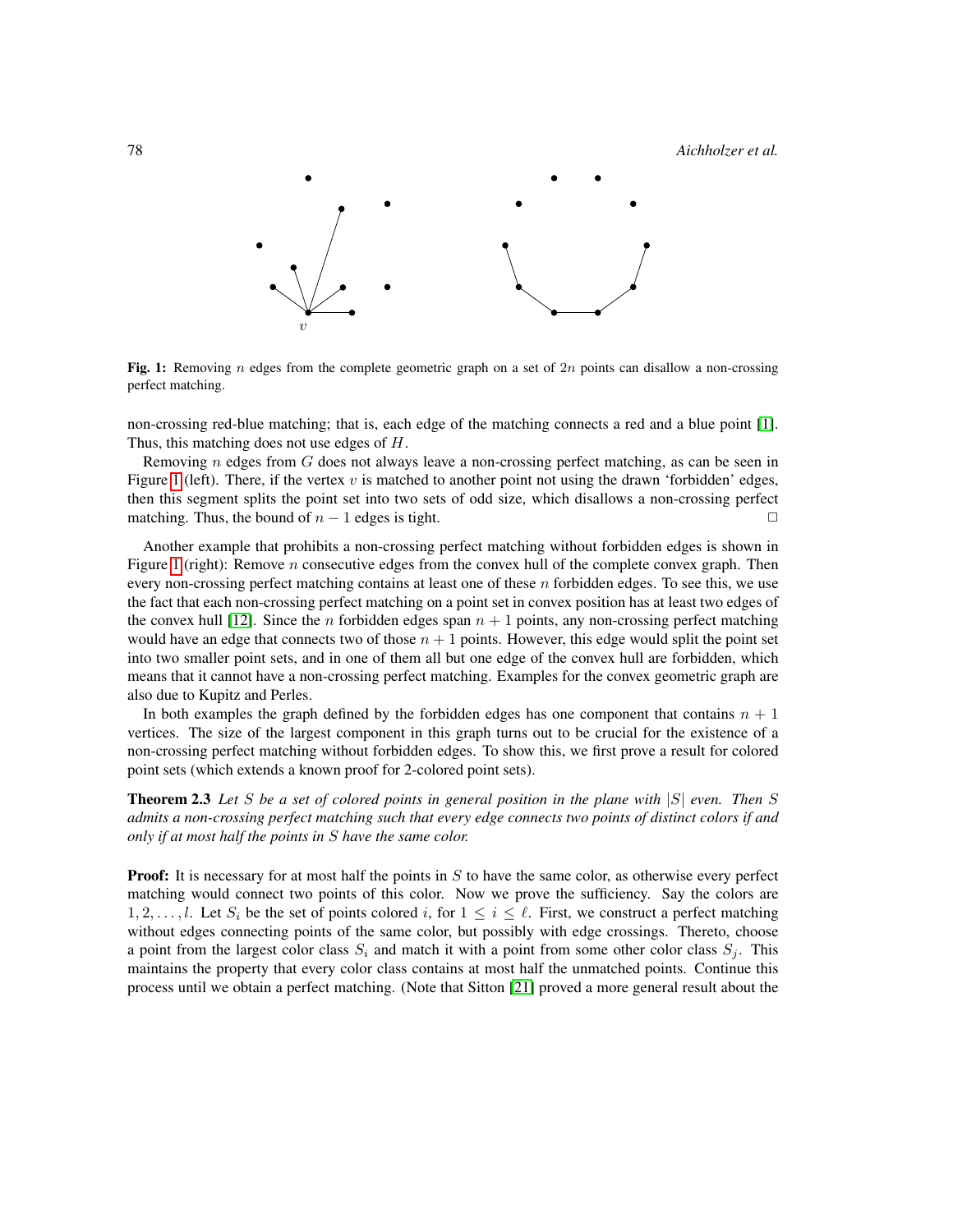Fig. 1: Removing $n$ edges from the complete geometric graph on a set of $2n$ points can disallow a non-crossing perfect matching.

non-crossing red-blue matching; that is, each edge of the matching connects a red and a blue point [1]. Thus, this matching does not use edges of $H$.

Removing $n$ edges from $G$ does not always leave a non-crossing perfect matching, as can be seen in Figure 1 (left). There, if the vertex $v$ is matched to another point not using the drawn 'forbidden' edges, then this segment splits the point set into two sets of odd size, which disallows a non-crossing perfect matching. Thus, the bound of $n - 1$ edges is tight. □

Another example that prohibits a non-crossing perfect matching without forbidden edges is shown in Figure 1 (right): Remove $n$ consecutive edges from the convex hull of the complete convex graph. Then every non-crossing perfect matching contains at least one of these $n$ forbidden edges. To see this, we use the fact that each non-crossing perfect matching on a point set in convex position has at least two edges of the convex hull [12]. Since the $n$ forbidden edges span $n + 1$ points, any non-crossing perfect matching would have an edge that connects two of those $n + 1$ points. However, this edge would split the point set into two smaller point sets, and in one of them all but one edge of the convex hull are forbidden, which means that it cannot have a non-crossing perfect matching. Examples for the convex geometric graph are also due to Kupitz and Perles.

In both examples the graph defined by the forbidden edges has one component that contains $n + 1$ vertices. The size of the largest component in this graph turns out to be crucial for the existence of a non-crossing perfect matching without forbidden edges. To show this, we first prove a result for colored point sets (which extends a known proof for 2-colored point sets).

**Theorem 2.3** *Let $S$ be a set of colored points in general position in the plane with $|S|$ even. Then $S$ admits a non-crossing perfect matching such that every edge connects two points of distinct colors if and only if at most half the points in $S$ have the same color.*

**Proof:** It is necessary for at most half the points in $S$ to have the same color, as otherwise every perfect matching would connect two points of this color. Now we prove the sufficiency. Say the colors are $1, 2, \ldots, l$. Let $S_i$ be the set of points colored $i$, for $1 \leq i \leq \ell$. First, we construct a perfect matching without edges connecting points of the same color, but possibly with edge crossings. Thereto, choose a point from the largest color class $S_i$ and match it with a point from some other color class $S_j$. This maintains the property that every color class contains at most half the unmatched points. Continue this process until we obtain a perfect matching. (Note that Sitton [21] proved a more general result about the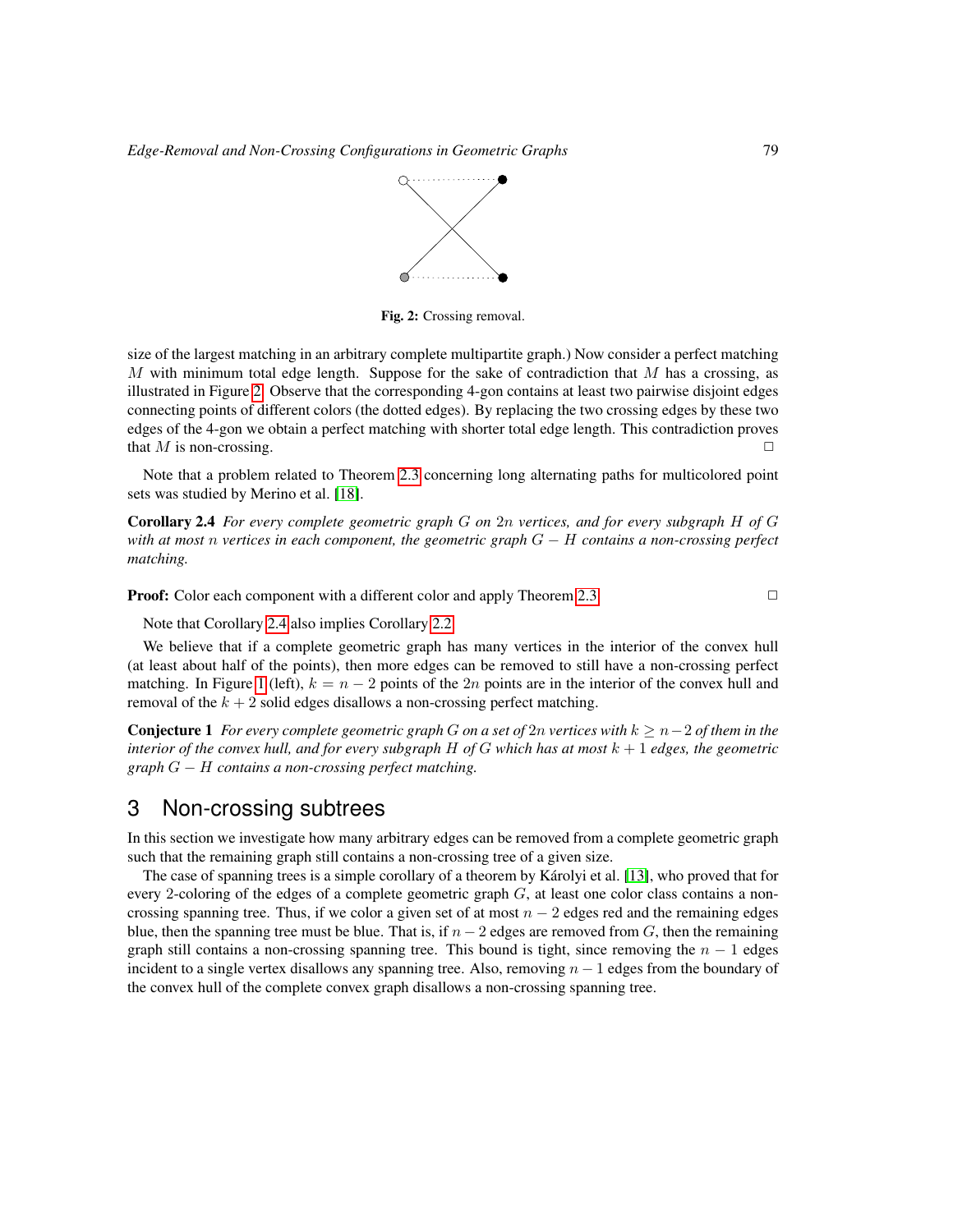Fig. 2: Crossing removal.

size of the largest matching in an arbitrary complete multipartite graph.) Now consider a perfect matching $M$ with minimum total edge length. Suppose for the sake of contradiction that $M$ has a crossing, as illustrated in Figure 2. Observe that the corresponding 4-gon contains at least two pairwise disjoint edges connecting points of different colors (the dotted edges). By replacing the two crossing edges by these two edges of the 4-gon we obtain a perfect matching with shorter total edge length. This contradiction proves that $M$ is non-crossing. □

Note that a problem related to Theorem 2.3 concerning long alternating paths for multicolored point sets was studied by Merino et al. [18].

**Corollary 2.4** *For every complete geometric graph $G$ on $2n$ vertices, and for every subgraph $H$ of $G$ with at most $n$ vertices in each component, the geometric graph $G - H$ contains a non-crossing perfect matching.*

**Proof:** Color each component with a different color and apply Theorem 2.3. □

Note that Corollary 2.4 also implies Corollary 2.2.

We believe that if a complete geometric graph has many vertices in the interior of the convex hull (at least about half of the points), then more edges can be removed to still have a non-crossing perfect matching. In Figure 1 (left), $k = n - 2$ points of the $2n$ points are in the interior of the convex hull and removal of the $k + 2$ solid edges disallows a non-crossing perfect matching.

**Conjecture 1** *For every complete geometric graph $G$ on a set of $2n$ vertices with $k \geq n - 2$ of them in the interior of the convex hull, and for every subgraph $H$ of $G$ which has at most $k + 1$ edges, the geometric graph $G - H$ contains a non-crossing perfect matching.*

## 3 Non-crossing subtrees

In this section we investigate how many arbitrary edges can be removed from a complete geometric graph such that the remaining graph still contains a non-crossing tree of a given size.

The case of spanning trees is a simple corollary of a theorem by Károlyi et al. [13], who proved that for every 2-coloring of the edges of a complete geometric graph $G$, at least one color class contains a non-crossing spanning tree. Thus, if we color a given set of at most $n - 2$ edges red and the remaining edges blue, then the spanning tree must be blue. That is, if $n - 2$ edges are removed from $G$, then the remaining graph still contains a non-crossing spanning tree. This bound is tight, since removing the $n - 1$ edges incident to a single vertex disallows any spanning tree. Also, removing $n - 1$ edges from the boundary of the convex hull of the complete convex graph disallows a non-crossing spanning tree.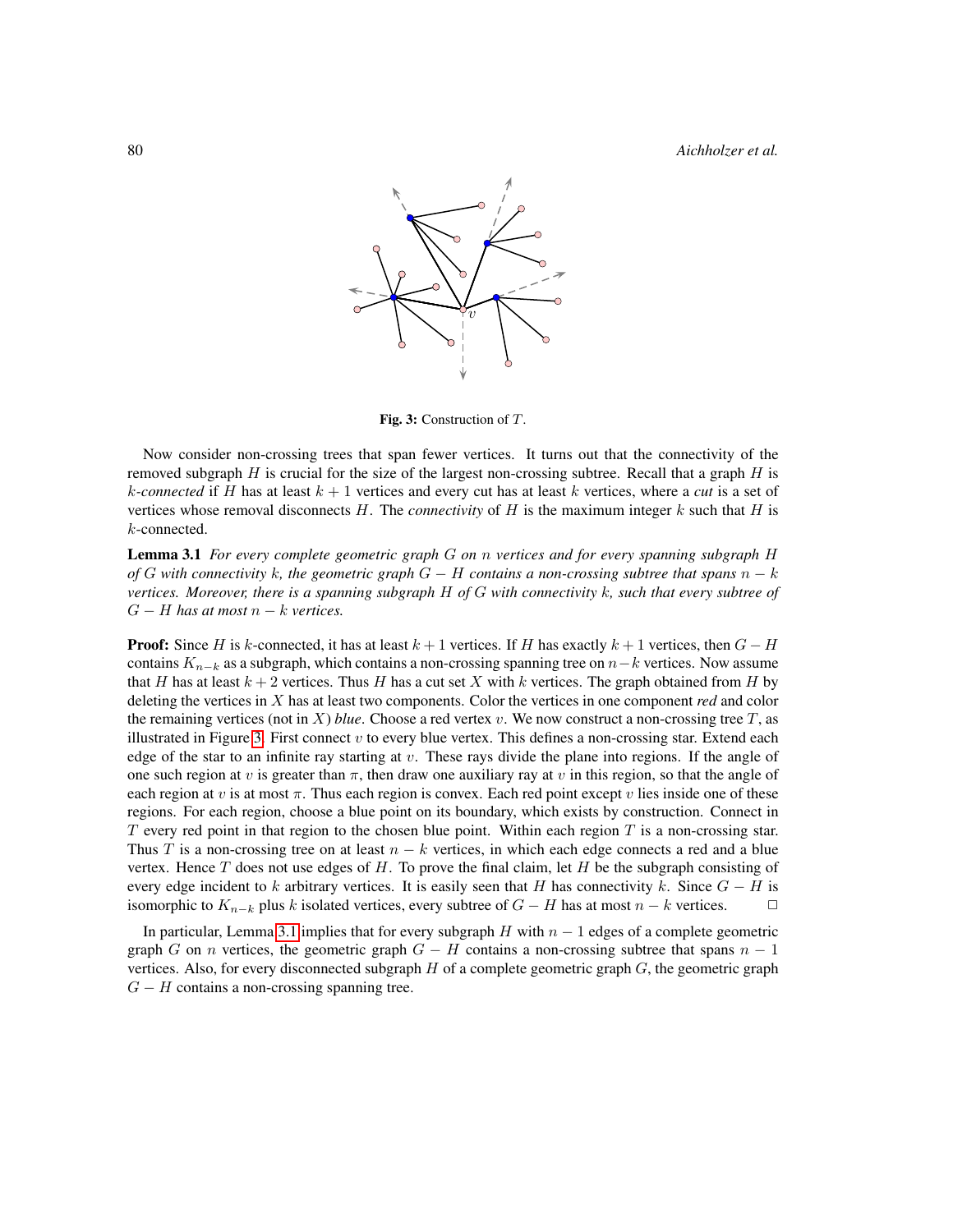Fig. 3: Construction of $T$.

Now consider non-crossing trees that span fewer vertices. It turns out that the connectivity of the removed subgraph $H$ is crucial for the size of the largest non-crossing subtree. Recall that a graph $H$ is $k$-*connected* if $H$ has at least $k+1$ vertices and every cut has at least $k$ vertices, where a *cut* is a set of vertices whose removal disconnects $H$. The *connectivity* of $H$ is the maximum integer $k$ such that $H$ is $k$-connected.

**Lemma 3.1** *For every complete geometric graph $G$ on $n$ vertices and for every spanning subgraph $H$ of $G$ with connectivity $k$, the geometric graph $G - H$ contains a non-crossing subtree that spans $n - k$ vertices. Moreover, there is a spanning subgraph $H$ of $G$ with connectivity $k$, such that every subtree of $G - H$ has at most $n - k$ vertices.*

**Proof:** Since $H$ is $k$-connected, it has at least $k+1$ vertices. If $H$ has exactly $k+1$ vertices, then $G - H$ contains $K_{n-k}$ as a subgraph, which contains a non-crossing spanning tree on $n-k$ vertices. Now assume that $H$ has at least $k+2$ vertices. Thus $H$ has a cut set $X$ with $k$ vertices. The graph obtained from $H$ by deleting the vertices in $X$ has at least two components. Color the vertices in one component *red* and color the remaining vertices (not in $X$) *blue*. Choose a red vertex $v$. We now construct a non-crossing tree $T$, as illustrated in Figure 3. First connect $v$ to every blue vertex. This defines a non-crossing star. Extend each edge of the star to an infinite ray starting at $v$. These rays divide the plane into regions. If the angle of one such region at $v$ is greater than $\pi$, then draw one auxiliary ray at $v$ in this region, so that the angle of each region at $v$ is at most $\pi$. Thus each region is convex. Each red point except $v$ lies inside one of these regions. For each region, choose a blue point on its boundary, which exists by construction. Connect in $T$ every red point in that region to the chosen blue point. Within each region $T$ is a non-crossing star. Thus $T$ is a non-crossing tree on at least $n - k$ vertices, in which each edge connects a red and a blue vertex. Hence $T$ does not use edges of $H$. To prove the final claim, let $H$ be the subgraph consisting of every edge incident to $k$ arbitrary vertices. It is easily seen that $H$ has connectivity $k$. Since $G - H$ is isomorphic to $K_{n-k}$ plus $k$ isolated vertices, every subtree of $G - H$ has at most $n - k$ vertices. $\square$

In particular, Lemma 3.1 implies that for every subgraph $H$ with $n - 1$ edges of a complete geometric graph $G$ on $n$ vertices, the geometric graph $G - H$ contains a non-crossing subtree that spans $n - 1$ vertices. Also, for every disconnected subgraph $H$ of a complete geometric graph $G$, the geometric graph $G - H$ contains a non-crossing spanning tree.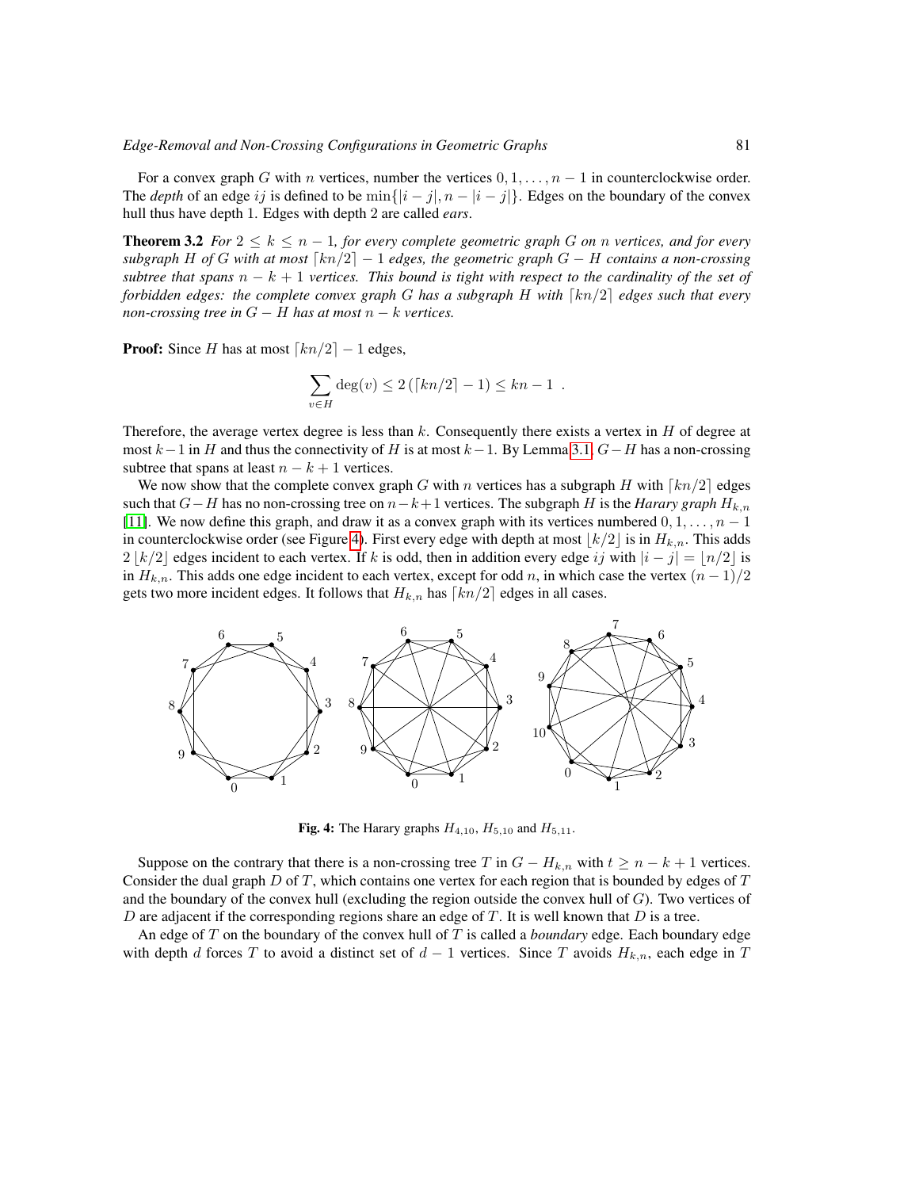For a convex graph $G$ with $n$ vertices, number the vertices $0, 1, \ldots, n-1$ in counterclockwise order. The *depth* of an edge $ij$ is defined to be $\min\{|i-j|, n-|i-j|\}$. Edges on the boundary of the convex hull thus have depth 1. Edges with depth 2 are called *ears*.

**Theorem 3.2** *For $2 \leq k \leq n-1$, for every complete geometric graph $G$ on $n$ vertices, and for every subgraph $H$ of $G$ with at most $\lceil kn/2 \rceil - 1$ edges, the geometric graph $G - H$ contains a non-crossing subtree that spans $n-k+1$ vertices. This bound is tight with respect to the cardinality of the set of forbidden edges: the complete convex graph $G$ has a subgraph $H$ with $\lceil kn/2 \rceil$ edges such that every non-crossing tree in $G - H$ has at most $n-k$ vertices.*

**Proof:** Since $H$ has at most $\lceil kn/2 \rceil - 1$ edges,

$$\sum_{v \in H} \deg(v) \leq 2\left(\lceil kn/2 \rceil - 1\right) \leq kn - 1 \ .$$

Therefore, the average vertex degree is less than $k$. Consequently there exists a vertex in $H$ of degree at most $k-1$ in $H$ and thus the connectivity of $H$ is at most $k-1$. By Lemma 3.1, $G-H$ has a non-crossing subtree that spans at least $n-k+1$ vertices.

We now show that the complete convex graph $G$ with $n$ vertices has a subgraph $H$ with $\lceil kn/2 \rceil$ edges such that $G-H$ has no non-crossing tree on $n-k+1$ vertices. The subgraph $H$ is the *Harary graph* $H_{k,n}$ [11]. We now define this graph, and draw it as a convex graph with its vertices numbered $0, 1, \ldots, n-1$ in counterclockwise order (see Figure 4). First every edge with depth at most $\lfloor k/2 \rfloor$ is in $H_{k,n}$. This adds $2\lfloor k/2 \rfloor$ edges incident to each vertex. If $k$ is odd, then in addition every edge $ij$ with $|i-j| = \lfloor n/2 \rfloor$ is in $H_{k,n}$. This adds one edge incident to each vertex, except for odd $n$, in which case the vertex $(n-1)/2$ gets two more incident edges. It follows that $H_{k,n}$ has $\lceil kn/2 \rceil$ edges in all cases.

**Fig. 4:** The Harary graphs $H_{4,10}$, $H_{5,10}$ and $H_{5,11}$.

Suppose on the contrary that there is a non-crossing tree $T$ in $G - H_{k,n}$ with $t \geq n-k+1$ vertices. Consider the dual graph $D$ of $T$, which contains one vertex for each region that is bounded by edges of $T$ and the boundary of the convex hull (excluding the region outside the convex hull of $G$). Two vertices of $D$ are adjacent if the corresponding regions share an edge of $T$. It is well known that $D$ is a tree.

An edge of $T$ on the boundary of the convex hull of $T$ is called a *boundary* edge. Each boundary edge with depth $d$ forces $T$ to avoid a distinct set of $d-1$ vertices. Since $T$ avoids $H_{k,n}$, each edge in $T$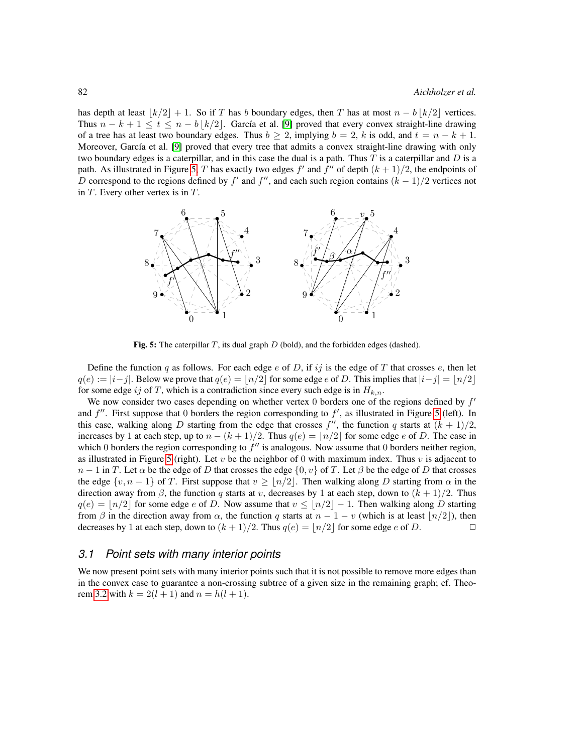has depth at least $\lfloor k/2 \rfloor + 1$. So if $T$ has $b$ boundary edges, then $T$ has at most $n - b\lfloor k/2 \rfloor$ vertices. Thus $n - k + 1 \leq t \leq n - b\lfloor k/2 \rfloor$. García et al. [9] proved that every convex straight-line drawing of a tree has at least two boundary edges. Thus $b \geq 2$, implying $b = 2$, $k$ is odd, and $t = n - k + 1$. Moreover, García et al. [9] proved that every tree that admits a convex straight-line drawing with only two boundary edges is a caterpillar, and in this case the dual is a path. Thus $T$ is a caterpillar and $D$ is a path. As illustrated in Figure 5, $T$ has exactly two edges $f'$ and $f''$ of depth $(k+1)/2$, the endpoints of $D$ correspond to the regions defined by $f'$ and $f''$, and each such region contains $(k-1)/2$ vertices not in $T$. Every other vertex is in $T$.

**Fig. 5:** The caterpillar $T$, its dual graph $D$ (bold), and the forbidden edges (dashed).

Define the function $q$ as follows. For each edge $e$ of $D$, if $ij$ is the edge of $T$ that crosses $e$, then let $q(e) := |i-j|$. Below we prove that $q(e) = \lfloor n/2 \rfloor$ for some edge $e$ of $D$. This implies that $|i-j| = \lfloor n/2 \rfloor$ for some edge $ij$ of $T$, which is a contradiction since every such edge is in $H_{k,n}$.

We now consider two cases depending on whether vertex 0 borders one of the regions defined by $f'$ and $f''$. First suppose that 0 borders the region corresponding to $f'$, as illustrated in Figure 5 (left). In this case, walking along $D$ starting from the edge that crosses $f''$, the function $q$ starts at $(k+1)/2$, increases by 1 at each step, up to $n - (k+1)/2$. Thus $q(e) = \lfloor n/2 \rfloor$ for some edge $e$ of $D$. The case in which 0 borders the region corresponding to $f''$ is analogous. Now assume that 0 borders neither region, as illustrated in Figure 5 (right). Let $v$ be the neighbor of 0 with maximum index. Thus $v$ is adjacent to $n-1$ in $T$. Let $\alpha$ be the edge of $D$ that crosses the edge $\{0, v\}$ of $T$. Let $\beta$ be the edge of $D$ that crosses the edge $\{v, n-1\}$ of $T$. First suppose that $v \geq \lfloor n/2 \rfloor$. Then walking along $D$ starting from $\alpha$ in the direction away from $\beta$, the function $q$ starts at $v$, decreases by 1 at each step, down to $(k+1)/2$. Thus $q(e) = \lfloor n/2 \rfloor$ for some edge $e$ of $D$. Now assume that $v \leq \lfloor n/2 \rfloor - 1$. Then walking along $D$ starting from $\beta$ in the direction away from $\alpha$, the function $q$ starts at $n - 1 - v$ (which is at least $\lfloor n/2 \rfloor$), then decreases by 1 at each step, down to $(k+1)/2$. Thus $q(e) = \lfloor n/2 \rfloor$ for some edge $e$ of $D$. □

### 3.1 Point sets with many interior points

We now present point sets with many interior points such that it is not possible to remove more edges than in the convex case to guarantee a non-crossing subtree of a given size in the remaining graph; cf. Theorem 3.2 with $k = 2(l+1)$ and $n = h(l+1)$.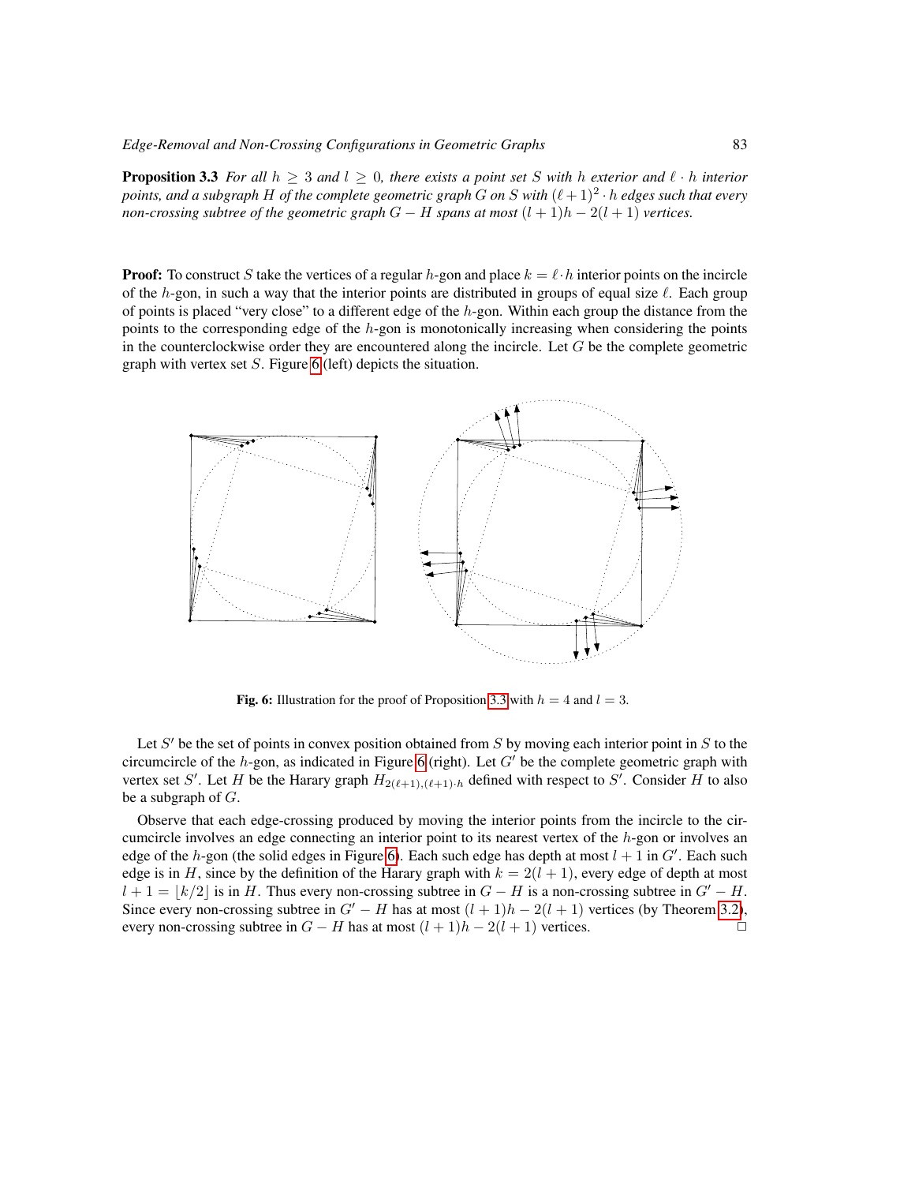**Proposition 3.3** *For all $h \geq 3$ and $l \geq 0$, there exists a point set $S$ with $h$ exterior and $\ell \cdot h$ interior points, and a subgraph $H$ of the complete geometric graph $G$ on $S$ with $(\ell+1)^2 \cdot h$ edges such that every non-crossing subtree of the geometric graph $G - H$ spans at most $(l+1)h - 2(l+1)$ vertices.*

**Proof:** To construct $S$ take the vertices of a regular $h$-gon and place $k = \ell \cdot h$ interior points on the incircle of the $h$-gon, in such a way that the interior points are distributed in groups of equal size $\ell$. Each group of points is placed "very close" to a different edge of the $h$-gon. Within each group the distance from the points to the corresponding edge of the $h$-gon is monotonically increasing when considering the points in the counterclockwise order they are encountered along the incircle. Let $G$ be the complete geometric graph with vertex set $S$. Figure 6 (left) depicts the situation.

**Fig. 6:** Illustration for the proof of Proposition 3.3 with $h = 4$ and $l = 3$.

Let $S'$ be the set of points in convex position obtained from $S$ by moving each interior point in $S$ to the circumcircle of the $h$-gon, as indicated in Figure 6 (right). Let $G'$ be the complete geometric graph with vertex set $S'$. Let $H$ be the Harary graph $H_{2(\ell+1),(\ell+1)\cdot h}$ defined with respect to $S'$. Consider $H$ to also be a subgraph of $G$.

Observe that each edge-crossing produced by moving the interior points from the incircle to the circumcircle involves an edge connecting an interior point to its nearest vertex of the $h$-gon or involves an edge of the $h$-gon (the solid edges in Figure 6). Each such edge has depth at most $l+1$ in $G'$. Each such edge is in $H$, since by the definition of the Harary graph with $k = 2(l+1)$, every edge of depth at most $l+1 = \lfloor k/2 \rfloor$ is in $H$. Thus every non-crossing subtree in $G - H$ is a non-crossing subtree in $G' - H$. Since every non-crossing subtree in $G' - H$ has at most $(l+1)h - 2(l+1)$ vertices (by Theorem 3.2), every non-crossing subtree in $G - H$ has at most $(l+1)h - 2(l+1)$ vertices. □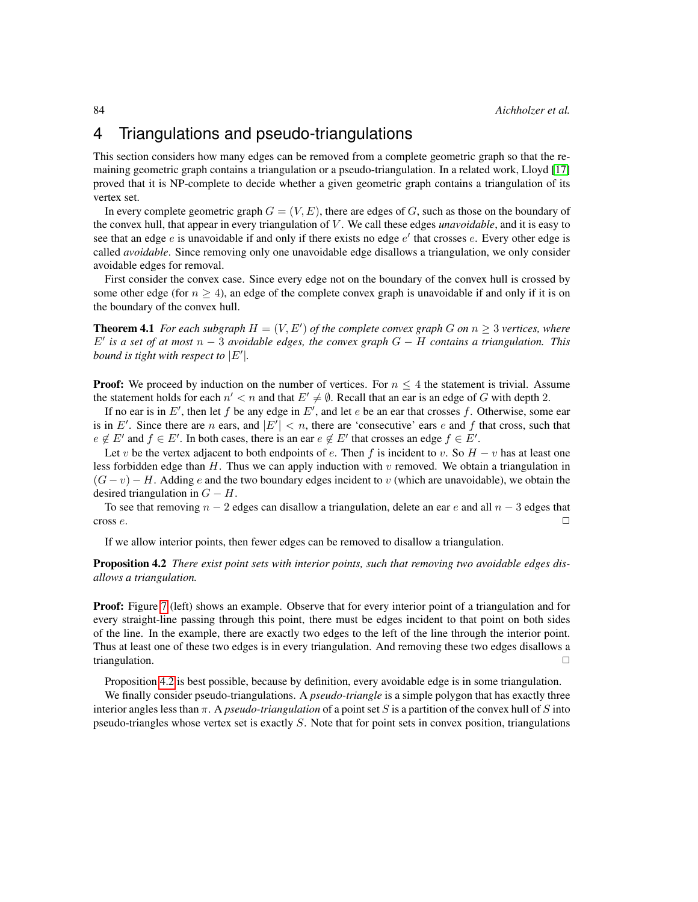# 4 Triangulations and pseudo-triangulations

This section considers how many edges can be removed from a complete geometric graph so that the remaining geometric graph contains a triangulation or a pseudo-triangulation. In a related work, Lloyd [17] proved that it is NP-complete to decide whether a given geometric graph contains a triangulation of its vertex set.

In every complete geometric graph $G = (V, E)$, there are edges of $G$, such as those on the boundary of the convex hull, that appear in every triangulation of $V$. We call these edges *unavoidable*, and it is easy to see that an edge $e$ is unavoidable if and only if there exists no edge $e'$ that crosses $e$. Every other edge is called *avoidable*. Since removing only one unavoidable edge disallows a triangulation, we only consider avoidable edges for removal.

First consider the convex case. Since every edge not on the boundary of the convex hull is crossed by some other edge (for $n \geq 4$), an edge of the complete convex graph is unavoidable if and only if it is on the boundary of the convex hull.

**Theorem 4.1** *For each subgraph $H = (V, E')$ of the complete convex graph $G$ on $n \geq 3$ vertices, where $E'$ is a set of at most $n - 3$ avoidable edges, the convex graph $G - H$ contains a triangulation. This bound is tight with respect to $|E'|$.*

**Proof:** We proceed by induction on the number of vertices. For $n \leq 4$ the statement is trivial. Assume the statement holds for each $n' < n$ and that $E' \neq \emptyset$. Recall that an ear is an edge of $G$ with depth 2.

If no ear is in $E'$, then let $f$ be any edge in $E'$, and let $e$ be an ear that crosses $f$. Otherwise, some ear is in $E'$. Since there are $n$ ears, and $|E'| < n$, there are 'consecutive' ears $e$ and $f$ that cross, such that $e \notin E'$ and $f \in E'$. In both cases, there is an ear $e \notin E'$ that crosses an edge $f \in E'$.

Let $v$ be the vertex adjacent to both endpoints of $e$. Then $f$ is incident to $v$. So $H - v$ has at least one less forbidden edge than $H$. Thus we can apply induction with $v$ removed. We obtain a triangulation in $(G - v) - H$. Adding $e$ and the two boundary edges incident to $v$ (which are unavoidable), we obtain the desired triangulation in $G - H$.

To see that removing $n - 2$ edges can disallow a triangulation, delete an ear $e$ and all $n - 3$ edges that cross $e$. ☐

If we allow interior points, then fewer edges can be removed to disallow a triangulation.

**Proposition 4.2** *There exist point sets with interior points, such that removing two avoidable edges disallows a triangulation.*

**Proof:** Figure 7 (left) shows an example. Observe that for every interior point of a triangulation and for every straight-line passing through this point, there must be edges incident to that point on both sides of the line. In the example, there are exactly two edges to the left of the line through the interior point. Thus at least one of these two edges is in every triangulation. And removing these two edges disallows a triangulation. ☐

Proposition 4.2 is best possible, because by definition, every avoidable edge is in some triangulation.

We finally consider pseudo-triangulations. A *pseudo-triangle* is a simple polygon that has exactly three interior angles less than $\pi$. A *pseudo-triangulation* of a point set $S$ is a partition of the convex hull of $S$ into pseudo-triangles whose vertex set is exactly $S$. Note that for point sets in convex position, triangulations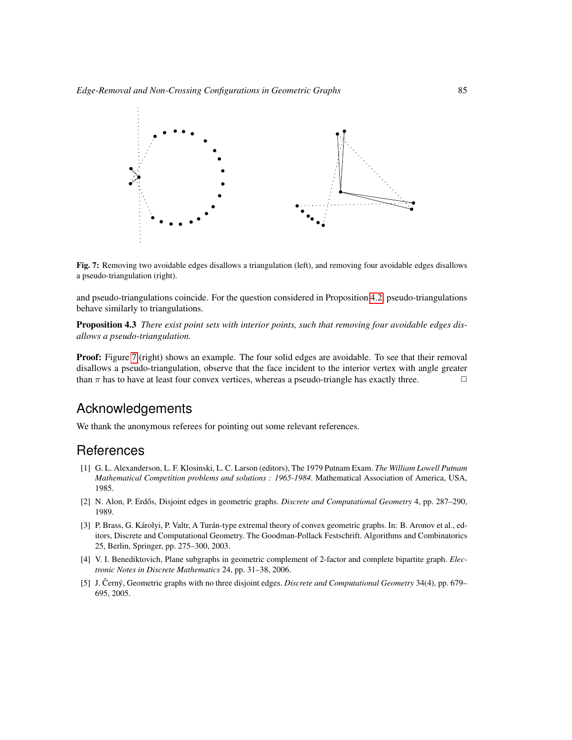**Fig. 7:** Removing two avoidable edges disallows a triangulation (left), and removing four avoidable edges disallows a pseudo-triangulation (right).

and pseudo-triangulations coincide. For the question considered in Proposition 4.2, pseudo-triangulations behave similarly to triangulations.

**Proposition 4.3** *There exist point sets with interior points, such that removing four avoidable edges disallows a pseudo-triangulation.*

**Proof:** Figure 7 (right) shows an example. The four solid edges are avoidable. To see that their removal disallows a pseudo-triangulation, observe that the face incident to the interior vertex with angle greater than $\pi$ has to have at least four convex vertices, whereas a pseudo-triangle has exactly three. □

## Acknowledgements

We thank the anonymous referees for pointing out some relevant references.

## References

[1] G. L. Alexanderson, L. F. Klosinski, L. C. Larson (editors), The 1979 Putnam Exam. *The William Lowell Putnam Mathematical Competition problems and solutions : 1965-1984*. Mathematical Association of America, USA, 1985.

[2] N. Alon, P. Erdős, Disjoint edges in geometric graphs. *Discrete and Computational Geometry* 4, pp. 287–290, 1989.

[3] P. Brass, G. Károlyi, P. Valtr, A Turán-type extremal theory of convex geometric graphs. In: B. Aronov et al., editors, Discrete and Computational Geometry. The Goodman-Pollack Festschrift. Algorithms and Combinatorics 25, Berlin, Springer, pp. 275–300, 2003.

[4] V. I. Benediktovich, Plane subgraphs in geometric complement of 2-factor and complete bipartite graph. *Electronic Notes in Discrete Mathematics* 24, pp. 31–38, 2006.

[5] J. Černý, Geometric graphs with no three disjoint edges. *Discrete and Computational Geometry* 34(4), pp. 679–695, 2005.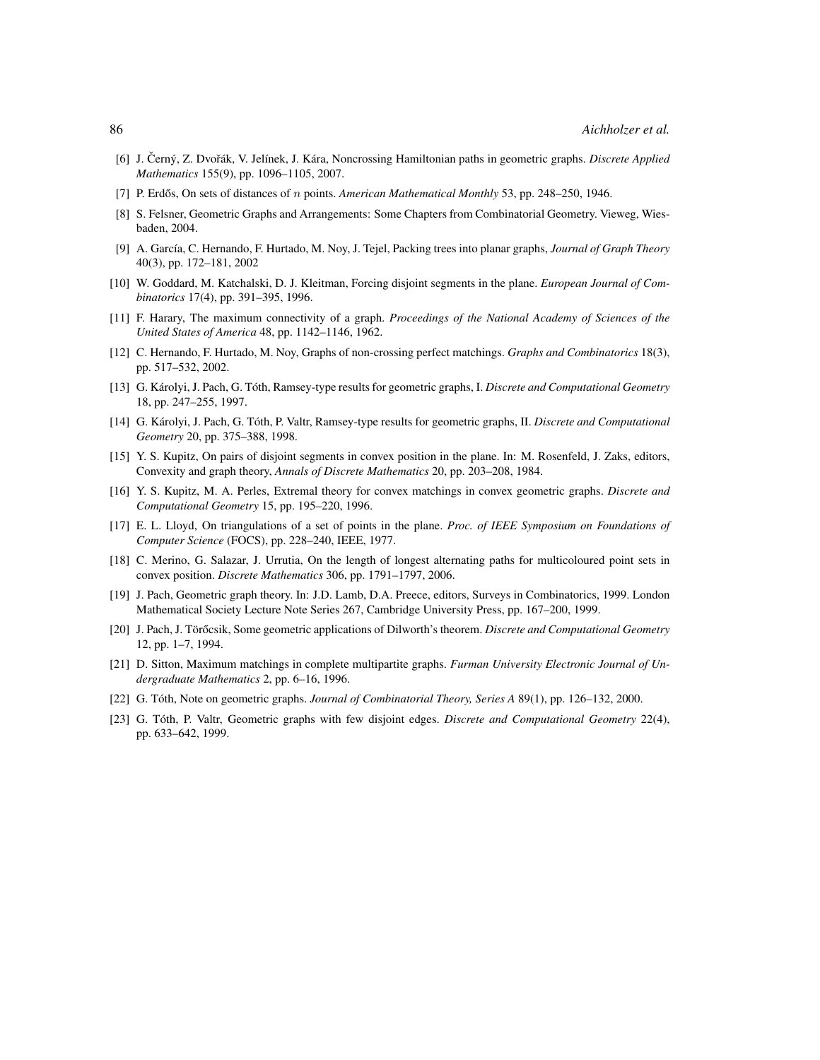[6] J. Černý, Z. Dvořák, V. Jelínek, J. Kára, Noncrossing Hamiltonian paths in geometric graphs. *Discrete Applied Mathematics* 155(9), pp. 1096–1105, 2007.

[7] P. Erdős, On sets of distances of $n$ points. *American Mathematical Monthly* 53, pp. 248–250, 1946.

[8] S. Felsner, Geometric Graphs and Arrangements: Some Chapters from Combinatorial Geometry. Vieweg, Wiesbaden, 2004.

[9] A. García, C. Hernando, F. Hurtado, M. Noy, J. Tejel, Packing trees into planar graphs, *Journal of Graph Theory* 40(3), pp. 172–181, 2002

[10] W. Goddard, M. Katchalski, D. J. Kleitman, Forcing disjoint segments in the plane. *European Journal of Combinatorics* 17(4), pp. 391–395, 1996.

[11] F. Harary, The maximum connectivity of a graph. *Proceedings of the National Academy of Sciences of the United States of America* 48, pp. 1142–1146, 1962.

[12] C. Hernando, F. Hurtado, M. Noy, Graphs of non-crossing perfect matchings. *Graphs and Combinatorics* 18(3), pp. 517–532, 2002.

[13] G. Károlyi, J. Pach, G. Tóth, Ramsey-type results for geometric graphs, I. *Discrete and Computational Geometry* 18, pp. 247–255, 1997.

[14] G. Károlyi, J. Pach, G. Tóth, P. Valtr, Ramsey-type results for geometric graphs, II. *Discrete and Computational Geometry* 20, pp. 375–388, 1998.

[15] Y. S. Kupitz, On pairs of disjoint segments in convex position in the plane. In: M. Rosenfeld, J. Zaks, editors, Convexity and graph theory, *Annals of Discrete Mathematics* 20, pp. 203–208, 1984.

[16] Y. S. Kupitz, M. A. Perles, Extremal theory for convex matchings in convex geometric graphs. *Discrete and Computational Geometry* 15, pp. 195–220, 1996.

[17] E. L. Lloyd, On triangulations of a set of points in the plane. *Proc. of IEEE Symposium on Foundations of Computer Science* (FOCS), pp. 228–240, IEEE, 1977.

[18] C. Merino, G. Salazar, J. Urrutia, On the length of longest alternating paths for multicoloured point sets in convex position. *Discrete Mathematics* 306, pp. 1791–1797, 2006.

[19] J. Pach, Geometric graph theory. In: J.D. Lamb, D.A. Preece, editors, Surveys in Combinatorics, 1999. London Mathematical Society Lecture Note Series 267, Cambridge University Press, pp. 167–200, 1999.

[20] J. Pach, J. Törőcsik, Some geometric applications of Dilworth's theorem. *Discrete and Computational Geometry* 12, pp. 1–7, 1994.

[21] D. Sitton, Maximum matchings in complete multipartite graphs. *Furman University Electronic Journal of Undergraduate Mathematics* 2, pp. 6–16, 1996.

[22] G. Tóth, Note on geometric graphs. *Journal of Combinatorial Theory, Series A* 89(1), pp. 126–132, 2000.

[23] G. Tóth, P. Valtr, Geometric graphs with few disjoint edges. *Discrete and Computational Geometry* 22(4), pp. 633–642, 1999.